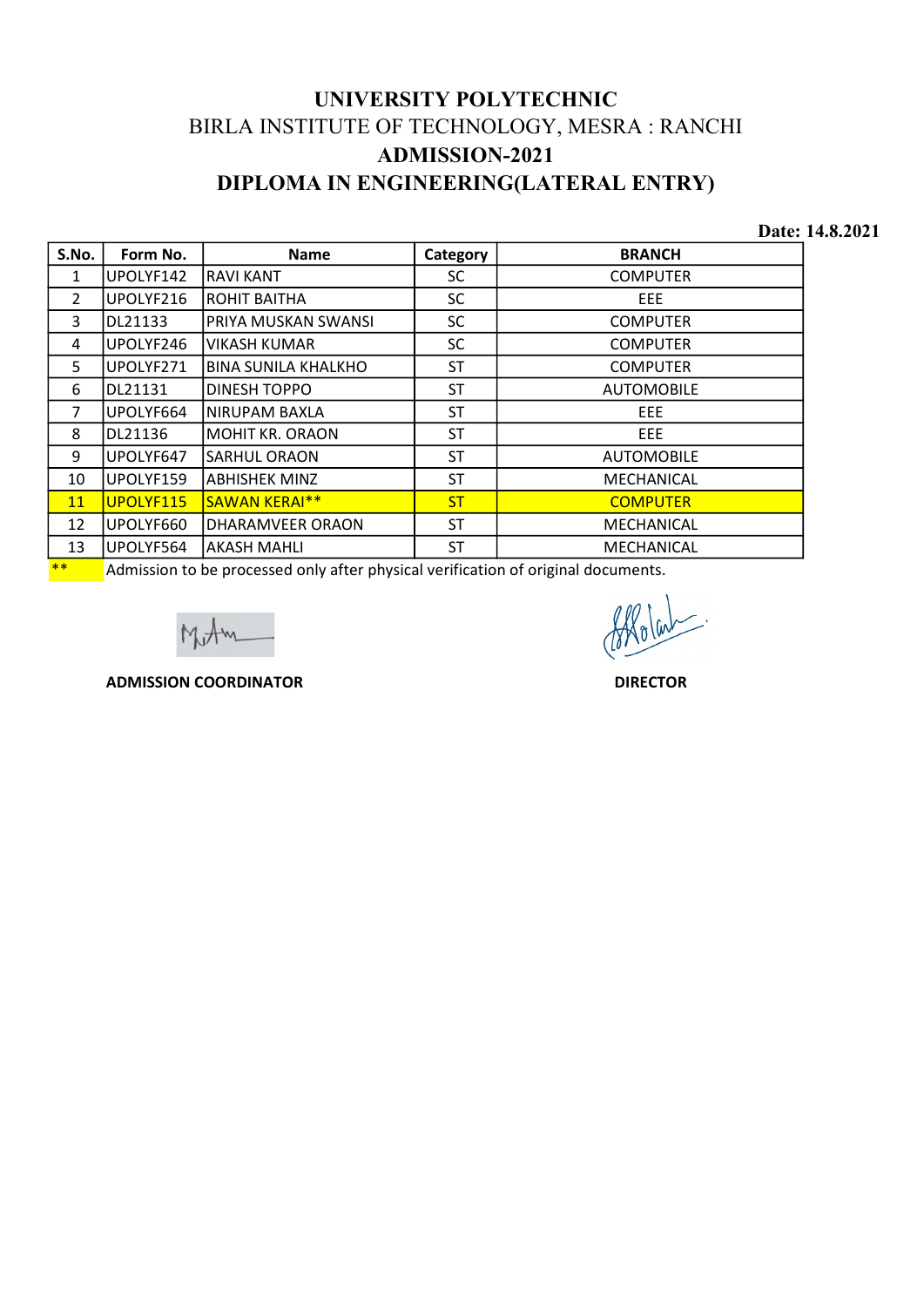# UNIVERSITY POLYTECHNIC

## BIRLA INSTITUTE OF TECHNOLOGY, MESRA : RANCHI

## ADMISSION-2021

## DIPLOMA IN ENGINEERING(LATERAL ENTRY)

**Date: 14.8.2021**

| S.No. | Form No. | Name | Category | BRANCH |
|---|---|---|---|---|
| 1 | UPOLYF142 | RAVI KANT | SC | COMPUTER |
| 2 | UPOLYF216 | ROHIT BAITHA | SC | EEE |
| 3 | DL21133 | PRIYA MUSKAN SWANSI | SC | COMPUTER |
| 4 | UPOLYF246 | VIKASH KUMAR | SC | COMPUTER |
| 5 | UPOLYF271 | BINA SUNILA KHALKHO | ST | COMPUTER |
| 6 | DL21131 | DINESH TOPPO | ST | AUTOMOBILE |
| 7 | UPOLYF664 | NIRUPAM BAXLA | ST | EEE |
| 8 | DL21136 | MOHIT KR. ORAON | ST | EEE |
| 9 | UPOLYF647 | SARHUL ORAON | ST | AUTOMOBILE |
| 10 | UPOLYF159 | ABHISHEK MINZ | ST | MECHANICAL |
| 11 | UPOLYF115 | SAWAN KERAI** | ST | COMPUTER |
| 12 | UPOLYF660 | DHARAMVEER ORAON | ST | MECHANICAL |
| 13 | UPOLYF564 | AKASH MAHLI | ST | MECHANICAL |

** Admission to be processed only after physical verification of original documents.

**ADMISSION COORDINATOR** **DIRECTOR**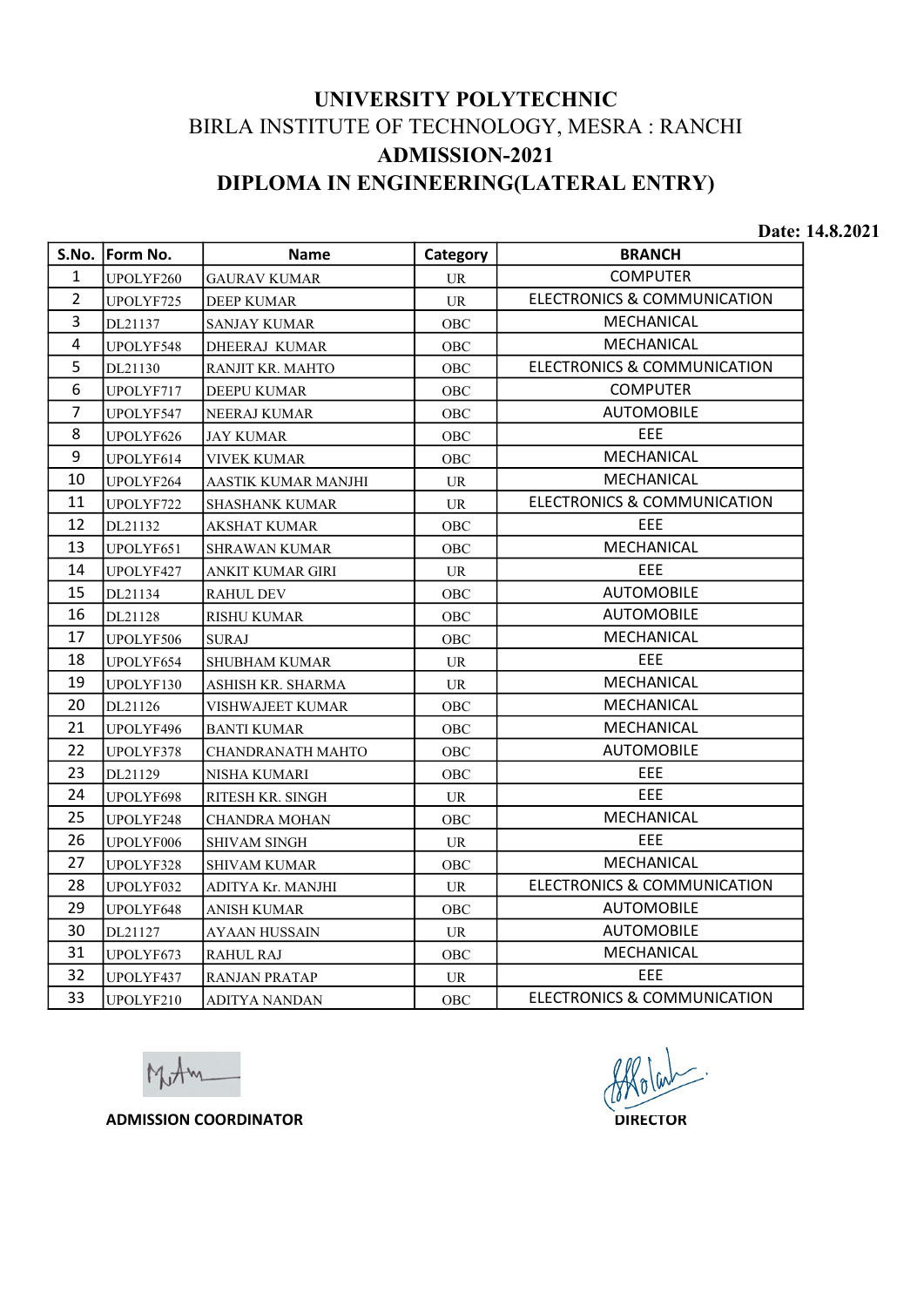# UNIVERSITY POLYTECHNIC

## BIRLA INSTITUTE OF TECHNOLOGY, MESRA : RANCHI

## ADMISSION-2021

## DIPLOMA IN ENGINEERING(LATERAL ENTRY)

**Date: 14.8.2021**

| S.No. | Form No. | Name | Category | BRANCH |
|---|---|---|---|---|
| 1 | UPOLYF260 | GAURAV KUMAR | UR | COMPUTER |
| 2 | UPOLYF725 | DEEP KUMAR | UR | ELECTRONICS & COMMUNICATION |
| 3 | DL21137 | SANJAY KUMAR | OBC | MECHANICAL |
| 4 | UPOLYF548 | DHEERAJ KUMAR | OBC | MECHANICAL |
| 5 | DL21130 | RANJIT KR. MAHTO | OBC | ELECTRONICS & COMMUNICATION |
| 6 | UPOLYF717 | DEEPU KUMAR | OBC | COMPUTER |
| 7 | UPOLYF547 | NEERAJ KUMAR | OBC | AUTOMOBILE |
| 8 | UPOLYF626 | JAY KUMAR | OBC | EEE |
| 9 | UPOLYF614 | VIVEK KUMAR | OBC | MECHANICAL |
| 10 | UPOLYF264 | AASTIK KUMAR MANJHI | UR | MECHANICAL |
| 11 | UPOLYF722 | SHASHANK KUMAR | UR | ELECTRONICS & COMMUNICATION |
| 12 | DL21132 | AKSHAT KUMAR | OBC | EEE |
| 13 | UPOLYF651 | SHRAWAN KUMAR | OBC | MECHANICAL |
| 14 | UPOLYF427 | ANKIT KUMAR GIRI | UR | EEE |
| 15 | DL21134 | RAHUL DEV | OBC | AUTOMOBILE |
| 16 | DL21128 | RISHU KUMAR | OBC | AUTOMOBILE |
| 17 | UPOLYF506 | SURAJ | OBC | MECHANICAL |
| 18 | UPOLYF654 | SHUBHAM KUMAR | UR | EEE |
| 19 | UPOLYF130 | ASHISH KR. SHARMA | UR | MECHANICAL |
| 20 | DL21126 | VISHWAJEET KUMAR | OBC | MECHANICAL |
| 21 | UPOLYF496 | BANTI KUMAR | OBC | MECHANICAL |
| 22 | UPOLYF378 | CHANDRANATH MAHTO | OBC | AUTOMOBILE |
| 23 | DL21129 | NISHA KUMARI | OBC | EEE |
| 24 | UPOLYF698 | RITESH KR. SINGH | UR | EEE |
| 25 | UPOLYF248 | CHANDRA MOHAN | OBC | MECHANICAL |
| 26 | UPOLYF006 | SHIVAM SINGH | UR | EEE |
| 27 | UPOLYF328 | SHIVAM KUMAR | OBC | MECHANICAL |
| 28 | UPOLYF032 | ADITYA Kr. MANJHI | UR | ELECTRONICS & COMMUNICATION |
| 29 | UPOLYF648 | ANISH KUMAR | OBC | AUTOMOBILE |
| 30 | DL21127 | AYAAN HUSSAIN | UR | AUTOMOBILE |
| 31 | UPOLYF673 | RAHUL RAJ | OBC | MECHANICAL |
| 32 | UPOLYF437 | RANJAN PRATAP | UR | EEE |
| 33 | UPOLYF210 | ADITYA NANDAN | OBC | ELECTRONICS & COMMUNICATION |

**ADMISSION COORDINATOR** **DIRECTOR**